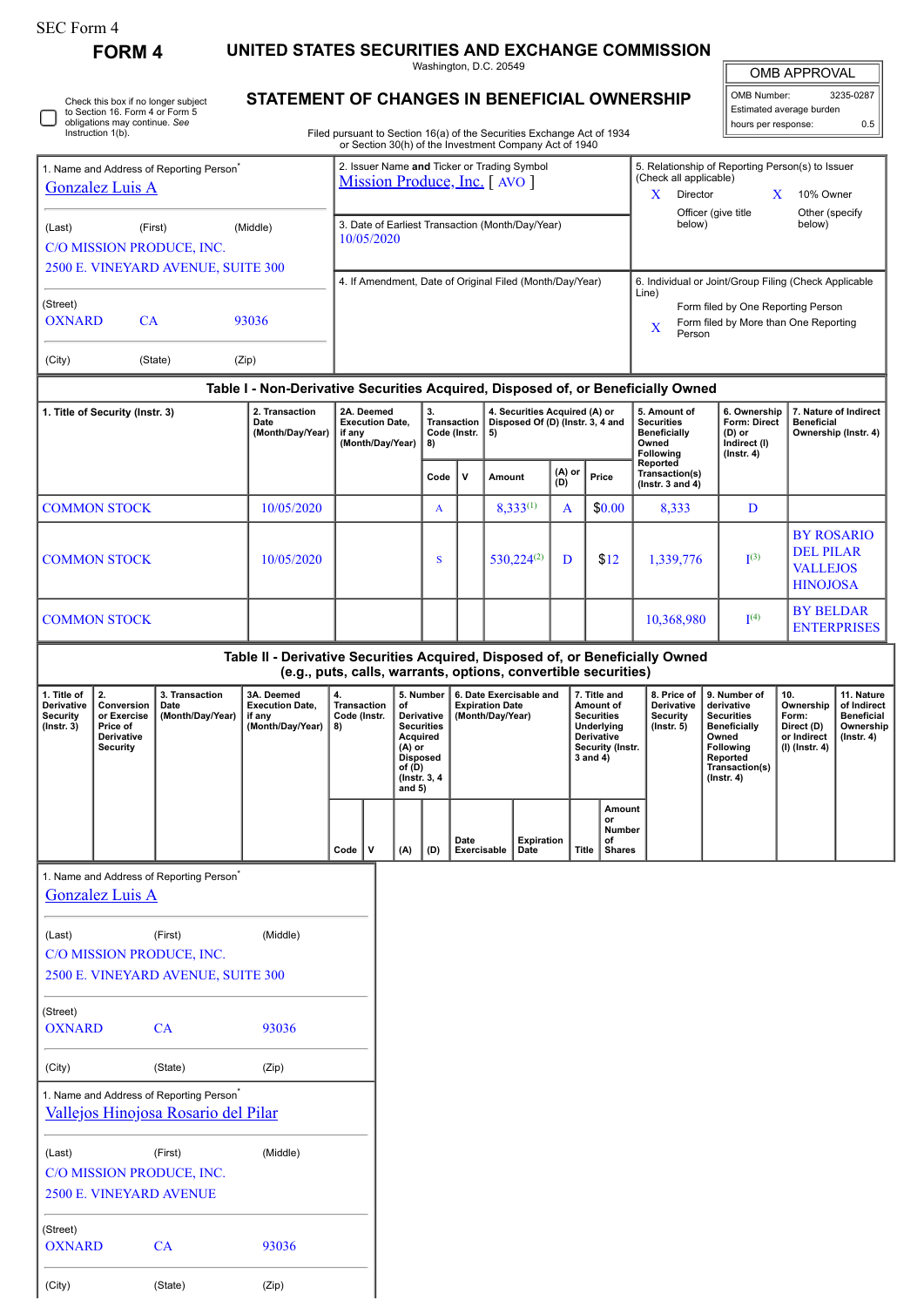SEC Form 4

# FORM 4

## UNITED STATES SECURITIES AND EXCHANGE COMMISSION

Washington, D.C. 20549

## STATEMENT OF CHANGES IN BENEFICIAL OWNERSHIP

Filed pursuant to Section 16(a) of the Securities Exchange Act of 1934 or Section 30(h) of the Investment Company Act of 1940

| OMB APPROVAL | |
|---|---|
| OMB Number: | 3235-0287 |
| Estimated average burden | |
| hours per response: | 0.5 |

☐ Check this box if no longer subject to Section 16. Form 4 or Form 5 obligations may continue. *See* Instruction 1(b).

1. Name and Address of Reporting Person*

Gonzalez Luis A

(Last) (First) (Middle)

C/O MISSION PRODUCE, INC.
2500 E. VINEYARD AVENUE, SUITE 300

(Street)

OXNARD CA 93036

(City) (State) (Zip)

2. Issuer Name **and** Ticker or Trading Symbol
Mission Produce, Inc. [ AVO ]

3. Date of Earliest Transaction (Month/Day/Year)
10/05/2020

4. If Amendment, Date of Original Filed (Month/Day/Year)

5. Relationship of Reporting Person(s) to Issuer (Check all applicable)

X Director
X 10% Owner
Officer (give title below)
Other (specify below)

6. Individual or Joint/Group Filing (Check Applicable Line)

Form filed by One Reporting Person
X Form filed by More than One Reporting Person

### Table I - Non-Derivative Securities Acquired, Disposed of, or Beneficially Owned

| 1. Title of Security (Instr. 3) | 2. Transaction Date (Month/Day/Year) | 2A. Deemed Execution Date, if any (Month/Day/Year) | 3. Transaction Code (Instr. 8) | | 4. Securities Acquired (A) or Disposed Of (D) (Instr. 3, 4 and 5) | | | 5. Amount of Securities Beneficially Owned Following Reported Transaction(s) (Instr. 3 and 4) | 6. Ownership Form: Direct (D) or Indirect (I) (Instr. 4) | 7. Nature of Indirect Beneficial Ownership (Instr. 4) |
|---|---|---|---|---|---|---|---|---|---|---|
| | | | Code | V | Amount | (A) or (D) | Price | | | |
| COMMON STOCK | 10/05/2020 | | A | | 8,333[(1)] | A | $0.00 | 8,333 | D | |
| COMMON STOCK | 10/05/2020 | | S | | 530,224[(2)] | D | $12 | 1,339,776 | I[(3)] | BY ROSARIO DEL PILAR VALLEJOS HINOJOSA |
| COMMON STOCK | | | | | | | | 10,368,980 | I[(4)] | BY BELDAR ENTERPRISES |

### Table II - Derivative Securities Acquired, Disposed of, or Beneficially Owned (e.g., puts, calls, warrants, options, convertible securities)

| 1. Title of Derivative Security (Instr. 3) | 2. Conversion or Exercise Price of Derivative Security | 3. Transaction Date (Month/Day/Year) | 3A. Deemed Execution Date, if any (Month/Day/Year) | 4. Transaction Code (Instr. 8) | | 5. Number of Derivative Securities Acquired (A) or Disposed of (D) (Instr. 3, 4 and 5) | | 6. Date Exercisable and Expiration Date (Month/Day/Year) | | 7. Title and Amount of Securities Underlying Derivative Security (Instr. 3 and 4) | | 8. Price of Derivative Security (Instr. 5) | 9. Number of derivative Securities Beneficially Owned Following Reported Transaction(s) (Instr. 4) | 10. Ownership Form: Direct (D) or Indirect (I) (Instr. 4) | 11. Nature of Indirect Beneficial Ownership (Instr. 4) |
|---|---|---|---|---|---|---|---|---|---|---|---|---|---|---|---|
| | | | | Code | V | (A) | (D) | Date Exercisable | Expiration Date | Title | Amount or Number of Shares | | | | |

1. Name and Address of Reporting Person*

Gonzalez Luis A

(Last) (First) (Middle)

C/O MISSION PRODUCE, INC.
2500 E. VINEYARD AVENUE, SUITE 300

(Street)

OXNARD CA 93036

(City) (State) (Zip)

1. Name and Address of Reporting Person*

Vallejos Hinojosa Rosario del Pilar

(Last) (First) (Middle)

C/O MISSION PRODUCE, INC.
2500 E. VINEYARD AVENUE

(Street)

OXNARD CA 93036

(City) (State) (Zip)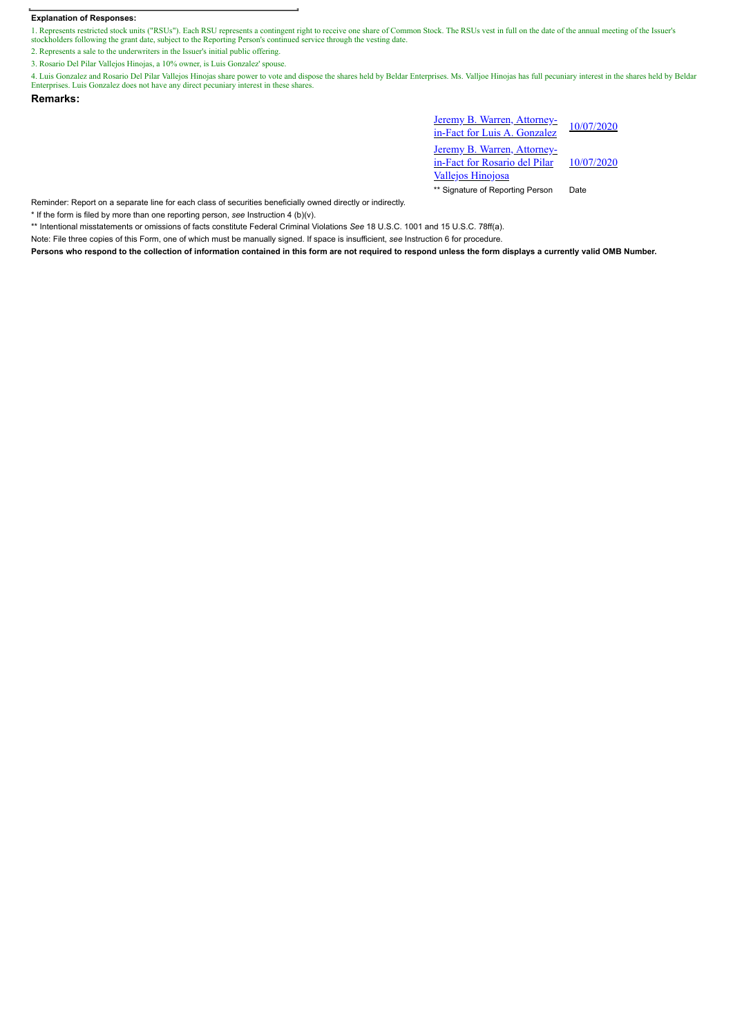**Explanation of Responses:**

1. Represents restricted stock units ("RSUs"). Each RSU represents a contingent right to receive one share of Common Stock. The RSUs vest in full on the date of the annual meeting of the Issuer's stockholders following the grant date, subject to the Reporting Person's continued service through the vesting date.

2. Represents a sale to the underwriters in the Issuer's initial public offering.

3. Rosario Del Pilar Vallejos Hinojas, a 10% owner, is Luis Gonzalez' spouse.

4. Luis Gonzalez and Rosario Del Pilar Vallejos Hinojas share power to vote and dispose the shares held by Beldar Enterprises. Ms. Valljoe Hinojas has full pecuniary interest in the shares held by Beldar Enterprises. Luis Gonzalez does not have any direct pecuniary interest in these shares.

**Remarks:**

| | |
|---|---|
| Jeremy B. Warren, Attorney-in-Fact for Luis A. Gonzalez | 10/07/2020 |
| Jeremy B. Warren, Attorney-in-Fact for Rosario del Pilar Vallejos Hinojosa | 10/07/2020 |
| ** Signature of Reporting Person | Date |

Reminder: Report on a separate line for each class of securities beneficially owned directly or indirectly.

\* If the form is filed by more than one reporting person, *see* Instruction 4 (b)(v).

** Intentional misstatements or omissions of facts constitute Federal Criminal Violations *See* 18 U.S.C. 1001 and 15 U.S.C. 78ff(a).

Note: File three copies of this Form, one of which must be manually signed. If space is insufficient, *see* Instruction 6 for procedure.

**Persons who respond to the collection of information contained in this form are not required to respond unless the form displays a currently valid OMB Number.**